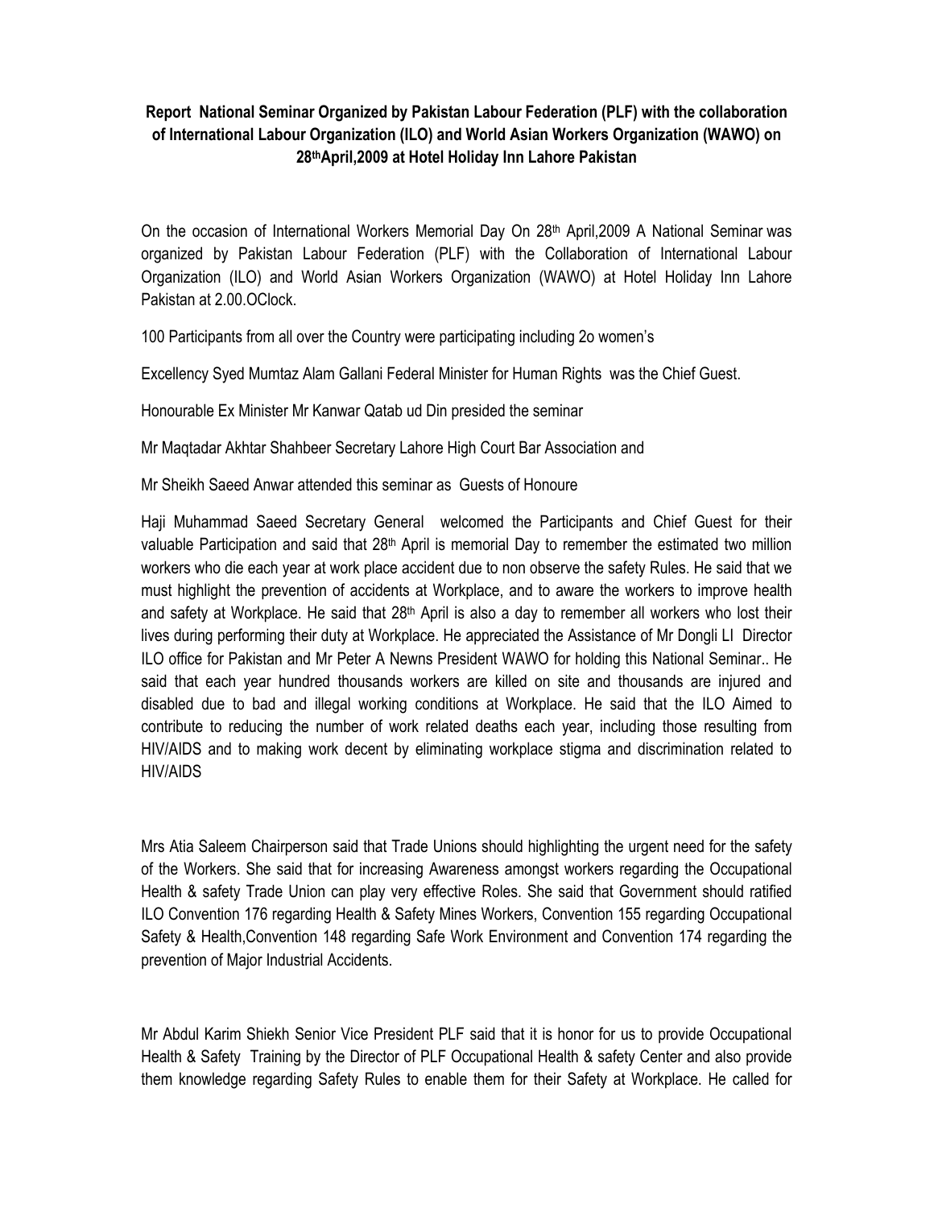**Report National Seminar Organized by Pakistan Labour Federation (PLF) with the collaboration of International Labour Organization (ILO) and World Asian Workers Organization (WAWO) on 28thApril,2009 at Hotel Holiday Inn Lahore Pakistan**

On the occasion of International Workers Memorial Day On 28th April,2009 A National Seminar was organized by Pakistan Labour Federation (PLF) with the Collaboration of International Labour Organization (ILO) and World Asian Workers Organization (WAWO) at Hotel Holiday Inn Lahore Pakistan at 2.00.OClock.

100 Participants from all over the Country were participating including 2o women's

Excellency Syed Mumtaz Alam Gallani Federal Minister for Human Rights was the Chief Guest.

Honourable Ex Minister Mr Kanwar Qatab ud Din presided the seminar

Mr Maqtadar Akhtar Shahbeer Secretary Lahore High Court Bar Association and

Mr Sheikh Saeed Anwar attended this seminar as Guests of Honoure

Haji Muhammad Saeed Secretary General welcomed the Participants and Chief Guest for their valuable Participation and said that 28th April is memorial Day to remember the estimated two million workers who die each year at work place accident due to non observe the safety Rules. He said that we must highlight the prevention of accidents at Workplace, and to aware the workers to improve health and safety at Workplace. He said that 28th April is also a day to remember all workers who lost their lives during performing their duty at Workplace. He appreciated the Assistance of Mr Dongli LI Director ILO office for Pakistan and Mr Peter A Newns President WAWO for holding this National Seminar.. He said that each year hundred thousands workers are killed on site and thousands are injured and disabled due to bad and illegal working conditions at Workplace. He said that the ILO Aimed to contribute to reducing the number of work related deaths each year, including those resulting from HIV/AIDS and to making work decent by eliminating workplace stigma and discrimination related to HIV/AIDS

Mrs Atia Saleem Chairperson said that Trade Unions should highlighting the urgent need for the safety of the Workers. She said that for increasing Awareness amongst workers regarding the Occupational Health & safety Trade Union can play very effective Roles. She said that Government should ratified ILO Convention 176 regarding Health & Safety Mines Workers, Convention 155 regarding Occupational Safety & Health,Convention 148 regarding Safe Work Environment and Convention 174 regarding the prevention of Major Industrial Accidents.

Mr Abdul Karim Shiekh Senior Vice President PLF said that it is honor for us to provide Occupational Health & Safety Training by the Director of PLF Occupational Health & safety Center and also provide them knowledge regarding Safety Rules to enable them for their Safety at Workplace. He called for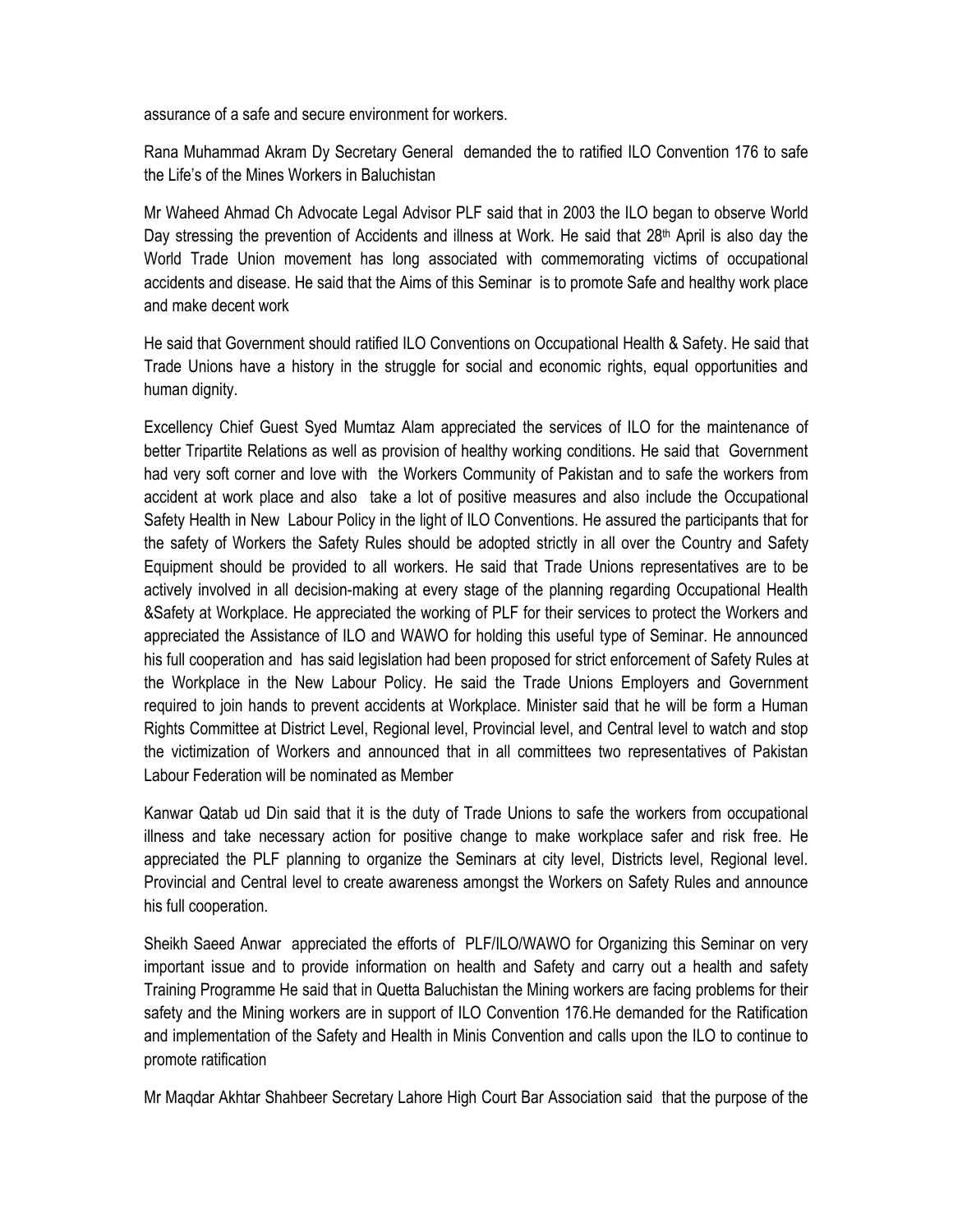assurance of a safe and secure environment for workers.

Rana Muhammad Akram Dy Secretary General demanded the to ratified ILO Convention 176 to safe the Life's of the Mines Workers in Baluchistan

Mr Waheed Ahmad Ch Advocate Legal Advisor PLF said that in 2003 the ILO began to observe World Day stressing the prevention of Accidents and illness at Work. He said that 28th April is also day the World Trade Union movement has long associated with commemorating victims of occupational accidents and disease. He said that the Aims of this Seminar is to promote Safe and healthy work place and make decent work

He said that Government should ratified ILO Conventions on Occupational Health & Safety. He said that Trade Unions have a history in the struggle for social and economic rights, equal opportunities and human dignity.

Excellency Chief Guest Syed Mumtaz Alam appreciated the services of ILO for the maintenance of better Tripartite Relations as well as provision of healthy working conditions. He said that Government had very soft corner and love with the Workers Community of Pakistan and to safe the workers from accident at work place and also take a lot of positive measures and also include the Occupational Safety Health in New Labour Policy in the light of ILO Conventions. He assured the participants that for the safety of Workers the Safety Rules should be adopted strictly in all over the Country and Safety Equipment should be provided to all workers. He said that Trade Unions representatives are to be actively involved in all decision-making at every stage of the planning regarding Occupational Health &Safety at Workplace. He appreciated the working of PLF for their services to protect the Workers and appreciated the Assistance of ILO and WAWO for holding this useful type of Seminar. He announced his full cooperation and has said legislation had been proposed for strict enforcement of Safety Rules at the Workplace in the New Labour Policy. He said the Trade Unions Employers and Government required to join hands to prevent accidents at Workplace. Minister said that he will be form a Human Rights Committee at District Level, Regional level, Provincial level, and Central level to watch and stop the victimization of Workers and announced that in all committees two representatives of Pakistan Labour Federation will be nominated as Member

Kanwar Qatab ud Din said that it is the duty of Trade Unions to safe the workers from occupational illness and take necessary action for positive change to make workplace safer and risk free. He appreciated the PLF planning to organize the Seminars at city level, Districts level, Regional level. Provincial and Central level to create awareness amongst the Workers on Safety Rules and announce his full cooperation.

Sheikh Saeed Anwar appreciated the efforts of PLF/ILO/WAWO for Organizing this Seminar on very important issue and to provide information on health and Safety and carry out a health and safety Training Programme He said that in Quetta Baluchistan the Mining workers are facing problems for their safety and the Mining workers are in support of ILO Convention 176.He demanded for the Ratification and implementation of the Safety and Health in Minis Convention and calls upon the ILO to continue to promote ratification

Mr Maqdar Akhtar Shahbeer Secretary Lahore High Court Bar Association said that the purpose of the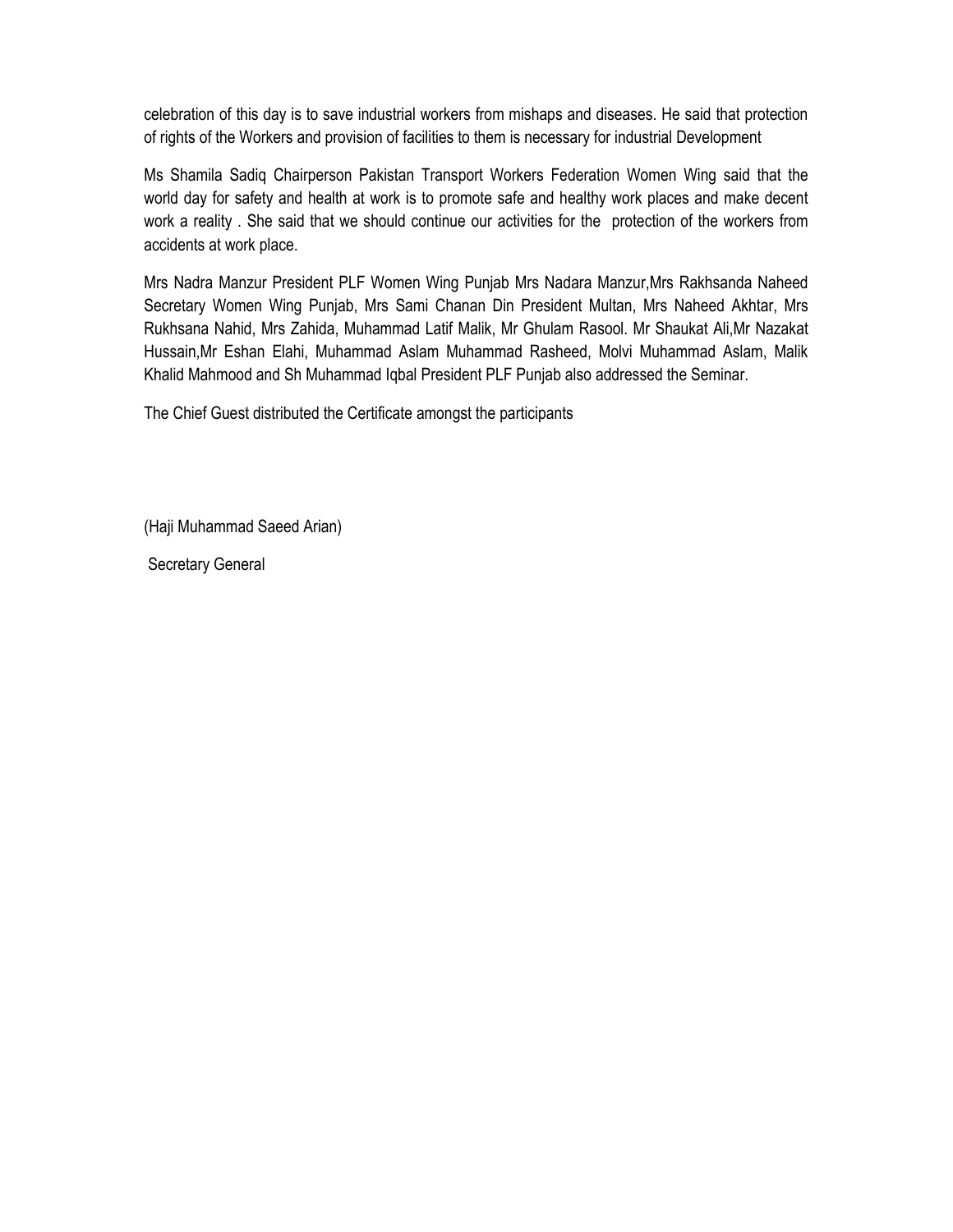celebration of this day is to save industrial workers from mishaps and diseases. He said that protection of rights of the Workers and provision of facilities to them is necessary for industrial Development

Ms Shamila Sadiq Chairperson Pakistan Transport Workers Federation Women Wing said that the world day for safety and health at work is to promote safe and healthy work places and make decent work a reality . She said that we should continue our activities for the protection of the workers from accidents at work place.

Mrs Nadra Manzur President PLF Women Wing Punjab Mrs Nadara Manzur,Mrs Rakhsanda Naheed Secretary Women Wing Punjab, Mrs Sami Chanan Din President Multan, Mrs Naheed Akhtar, Mrs Rukhsana Nahid, Mrs Zahida, Muhammad Latif Malik, Mr Ghulam Rasool. Mr Shaukat Ali,Mr Nazakat Hussain,Mr Eshan Elahi, Muhammad Aslam Muhammad Rasheed, Molvi Muhammad Aslam, Malik Khalid Mahmood and Sh Muhammad Iqbal President PLF Punjab also addressed the Seminar.

The Chief Guest distributed the Certificate amongst the participants

(Haji Muhammad Saeed Arian)

Secretary General